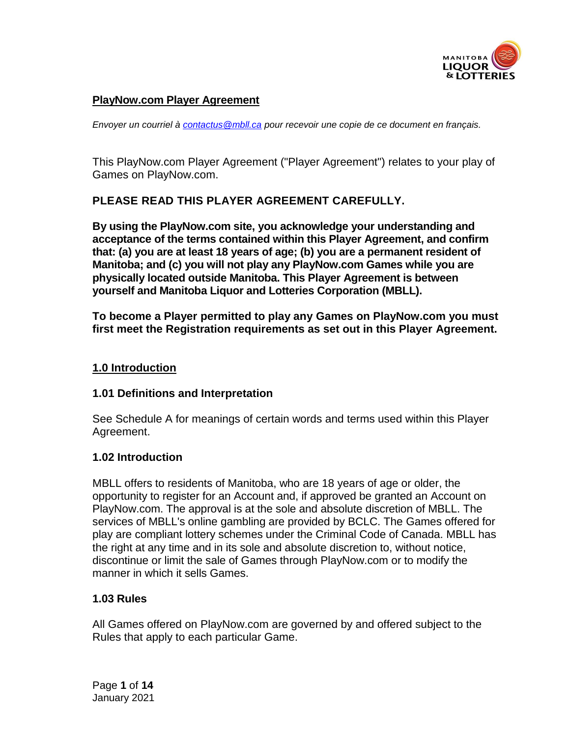# PlayNow.com Player Agreement

*Envoyer un courriel à [contactus@mbll.ca](mailto:contactus@mbll.ca) pour recevoir une copie de ce document en français.*

This PlayNow.com Player Agreement ("Player Agreement") relates to your play of Games on PlayNow.com.

**PLEASE READ THIS PLAYER AGREEMENT CAREFULLY.**

**By using the PlayNow.com site, you acknowledge your understanding and acceptance of the terms contained within this Player Agreement, and confirm that: (a) you are at least 18 years of age; (b) you are a permanent resident of Manitoba; and (c) you will not play any PlayNow.com Games while you are physically located outside Manitoba. This Player Agreement is between yourself and Manitoba Liquor and Lotteries Corporation (MBLL).**

**To become a Player permitted to play any Games on PlayNow.com you must first meet the Registration requirements as set out in this Player Agreement.**

## 1.0 Introduction

### 1.01 Definitions and Interpretation

See Schedule A for meanings of certain words and terms used within this Player Agreement.

### 1.02 Introduction

MBLL offers to residents of Manitoba, who are 18 years of age or older, the opportunity to register for an Account and, if approved be granted an Account on PlayNow.com. The approval is at the sole and absolute discretion of MBLL. The services of MBLL's online gambling are provided by BCLC. The Games offered for play are compliant lottery schemes under the Criminal Code of Canada. MBLL has the right at any time and in its sole and absolute discretion to, without notice, discontinue or limit the sale of Games through PlayNow.com or to modify the manner in which it sells Games.

### 1.03 Rules

All Games offered on PlayNow.com are governed by and offered subject to the Rules that apply to each particular Game.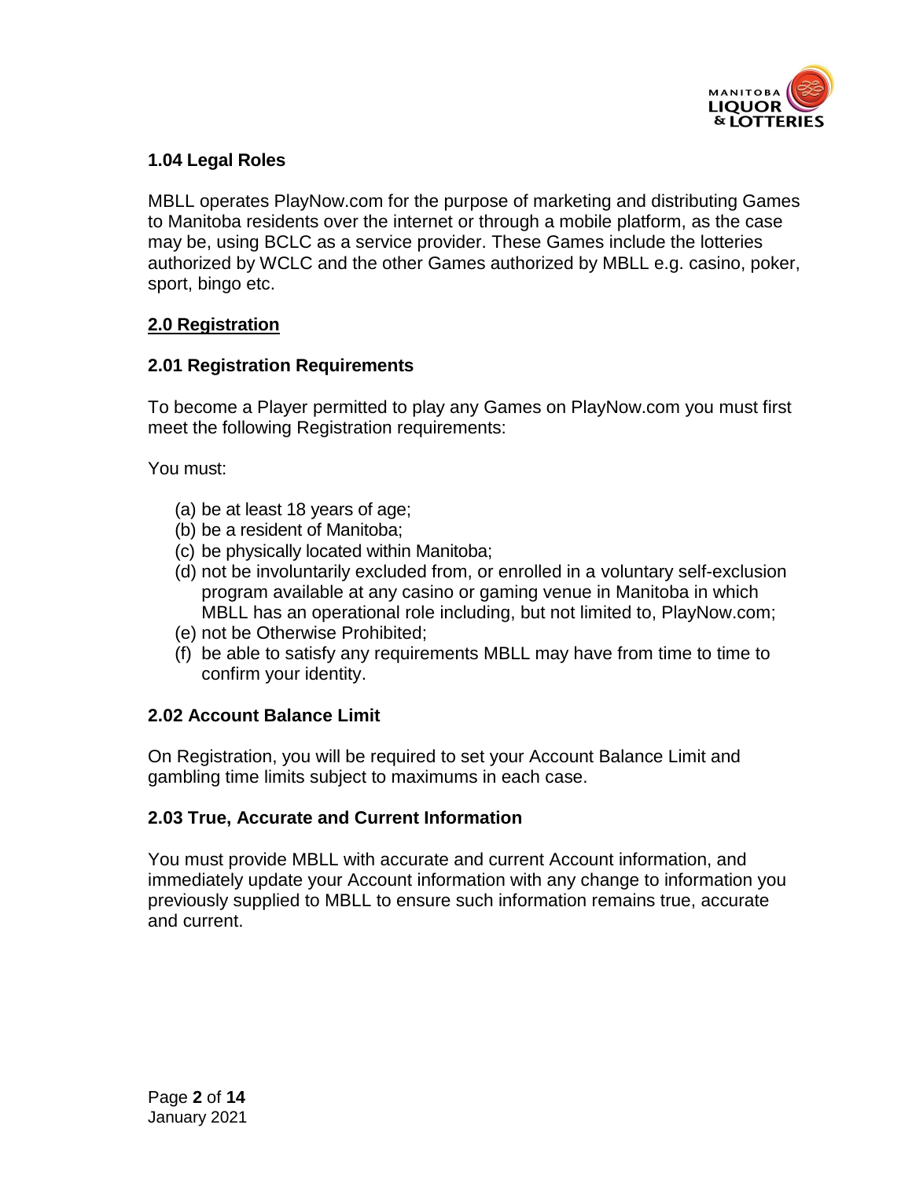### 1.04 Legal Roles

MBLL operates PlayNow.com for the purpose of marketing and distributing Games to Manitoba residents over the internet or through a mobile platform, as the case may be, using BCLC as a service provider. These Games include the lotteries authorized by WCLC and the other Games authorized by MBLL e.g. casino, poker, sport, bingo etc.

## 2.0 Registration

### 2.01 Registration Requirements

To become a Player permitted to play any Games on PlayNow.com you must first meet the following Registration requirements:

You must:

(a) be at least 18 years of age;
(b) be a resident of Manitoba;
(c) be physically located within Manitoba;
(d) not be involuntarily excluded from, or enrolled in a voluntary self-exclusion program available at any casino or gaming venue in Manitoba in which MBLL has an operational role including, but not limited to, PlayNow.com;
(e) not be Otherwise Prohibited;
(f) be able to satisfy any requirements MBLL may have from time to time to confirm your identity.

### 2.02 Account Balance Limit

On Registration, you will be required to set your Account Balance Limit and gambling time limits subject to maximums in each case.

### 2.03 True, Accurate and Current Information

You must provide MBLL with accurate and current Account information, and immediately update your Account information with any change to information you previously supplied to MBLL to ensure such information remains true, accurate and current.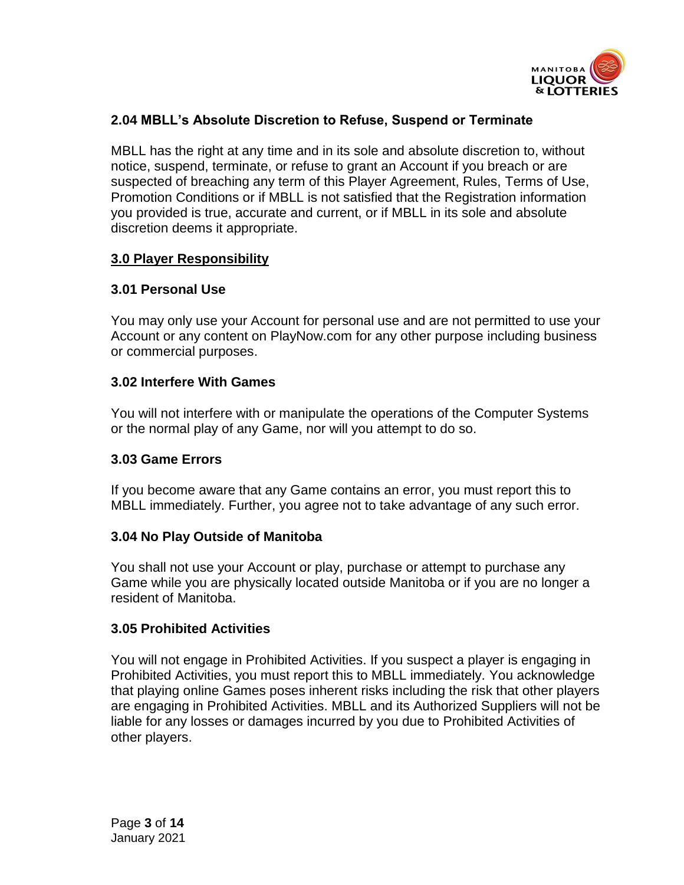### 2.04 MBLL's Absolute Discretion to Refuse, Suspend or Terminate

MBLL has the right at any time and in its sole and absolute discretion to, without notice, suspend, terminate, or refuse to grant an Account if you breach or are suspected of breaching any term of this Player Agreement, Rules, Terms of Use, Promotion Conditions or if MBLL is not satisfied that the Registration information you provided is true, accurate and current, or if MBLL in its sole and absolute discretion deems it appropriate.

## 3.0 Player Responsibility

### 3.01 Personal Use

You may only use your Account for personal use and are not permitted to use your Account or any content on PlayNow.com for any other purpose including business or commercial purposes.

### 3.02 Interfere With Games

You will not interfere with or manipulate the operations of the Computer Systems or the normal play of any Game, nor will you attempt to do so.

### 3.03 Game Errors

If you become aware that any Game contains an error, you must report this to MBLL immediately. Further, you agree not to take advantage of any such error.

### 3.04 No Play Outside of Manitoba

You shall not use your Account or play, purchase or attempt to purchase any Game while you are physically located outside Manitoba or if you are no longer a resident of Manitoba.

### 3.05 Prohibited Activities

You will not engage in Prohibited Activities. If you suspect a player is engaging in Prohibited Activities, you must report this to MBLL immediately. You acknowledge that playing online Games poses inherent risks including the risk that other players are engaging in Prohibited Activities. MBLL and its Authorized Suppliers will not be liable for any losses or damages incurred by you due to Prohibited Activities of other players.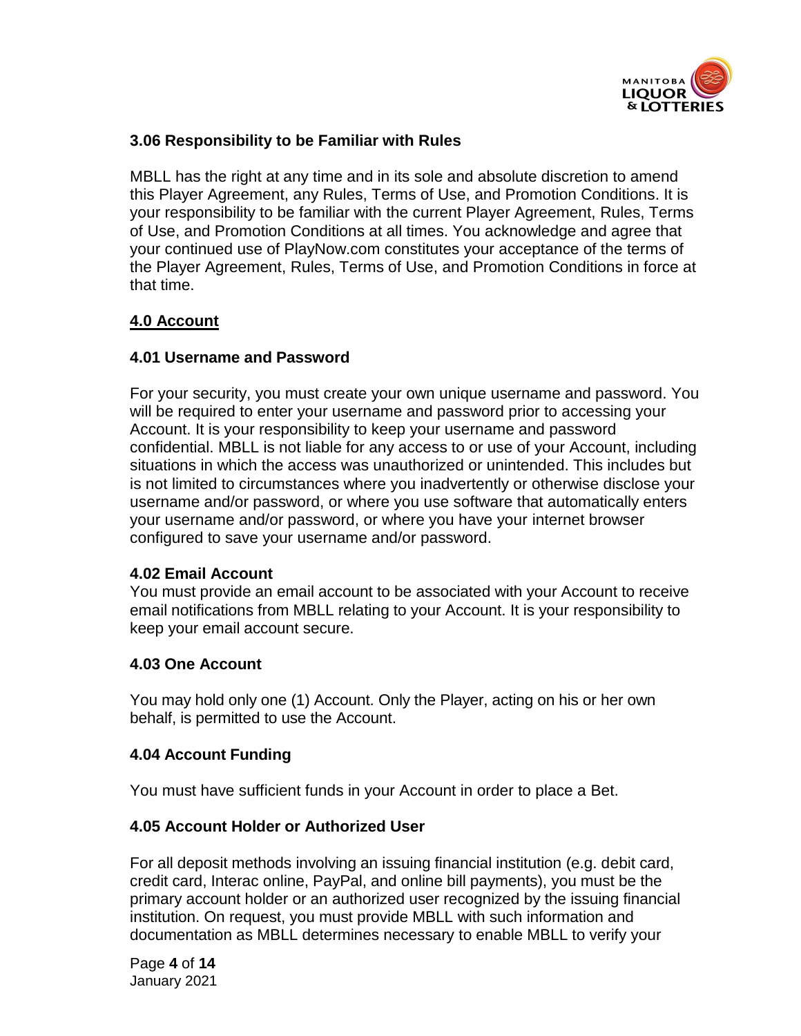### 3.06 Responsibility to be Familiar with Rules

MBLL has the right at any time and in its sole and absolute discretion to amend this Player Agreement, any Rules, Terms of Use, and Promotion Conditions. It is your responsibility to be familiar with the current Player Agreement, Rules, Terms of Use, and Promotion Conditions at all times. You acknowledge and agree that your continued use of PlayNow.com constitutes your acceptance of the terms of the Player Agreement, Rules, Terms of Use, and Promotion Conditions in force at that time.

## 4.0 Account

### 4.01 Username and Password

For your security, you must create your own unique username and password. You will be required to enter your username and password prior to accessing your Account. It is your responsibility to keep your username and password confidential. MBLL is not liable for any access to or use of your Account, including situations in which the access was unauthorized or unintended. This includes but is not limited to circumstances where you inadvertently or otherwise disclose your username and/or password, or where you use software that automatically enters your username and/or password, or where you have your internet browser configured to save your username and/or password.

### 4.02 Email Account

You must provide an email account to be associated with your Account to receive email notifications from MBLL relating to your Account. It is your responsibility to keep your email account secure.

### 4.03 One Account

You may hold only one (1) Account. Only the Player, acting on his or her own behalf, is permitted to use the Account.

### 4.04 Account Funding

You must have sufficient funds in your Account in order to place a Bet.

### 4.05 Account Holder or Authorized User

For all deposit methods involving an issuing financial institution (e.g. debit card, credit card, Interac online, PayPal, and online bill payments), you must be the primary account holder or an authorized user recognized by the issuing financial institution. On request, you must provide MBLL with such information and documentation as MBLL determines necessary to enable MBLL to verify your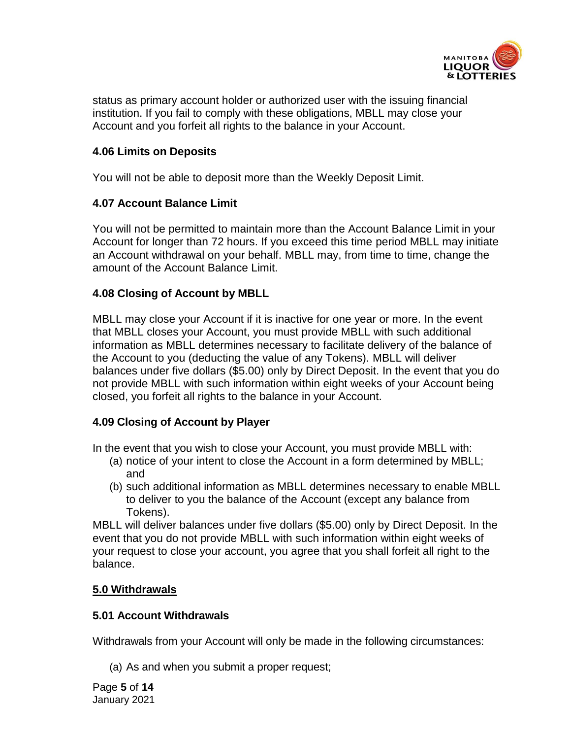status as primary account holder or authorized user with the issuing financial institution. If you fail to comply with these obligations, MBLL may close your Account and you forfeit all rights to the balance in your Account.

### 4.06 Limits on Deposits

You will not be able to deposit more than the Weekly Deposit Limit.

### 4.07 Account Balance Limit

You will not be permitted to maintain more than the Account Balance Limit in your Account for longer than 72 hours. If you exceed this time period MBLL may initiate an Account withdrawal on your behalf. MBLL may, from time to time, change the amount of the Account Balance Limit.

### 4.08 Closing of Account by MBLL

MBLL may close your Account if it is inactive for one year or more. In the event that MBLL closes your Account, you must provide MBLL with such additional information as MBLL determines necessary to facilitate delivery of the balance of the Account to you (deducting the value of any Tokens). MBLL will deliver balances under five dollars ($5.00) only by Direct Deposit. In the event that you do not provide MBLL with such information within eight weeks of your Account being closed, you forfeit all rights to the balance in your Account.

### 4.09 Closing of Account by Player

In the event that you wish to close your Account, you must provide MBLL with:

(a) notice of your intent to close the Account in a form determined by MBLL; and

(b) such additional information as MBLL determines necessary to enable MBLL to deliver to you the balance of the Account (except any balance from Tokens).

MBLL will deliver balances under five dollars ($5.00) only by Direct Deposit. In the event that you do not provide MBLL with such information within eight weeks of your request to close your account, you agree that you shall forfeit all right to the balance.

## 5.0 Withdrawals

### 5.01 Account Withdrawals

Withdrawals from your Account will only be made in the following circumstances:

(a) As and when you submit a proper request;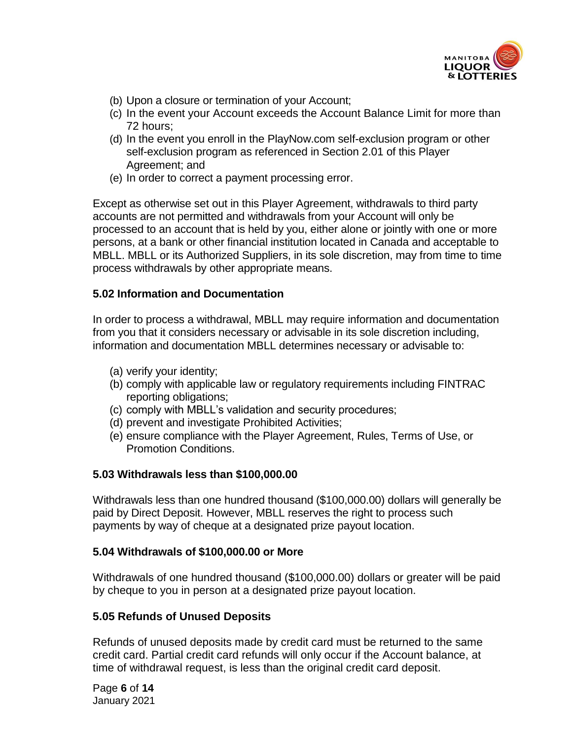(b) Upon a closure or termination of your Account;
(c) In the event your Account exceeds the Account Balance Limit for more than 72 hours;
(d) In the event you enroll in the PlayNow.com self-exclusion program or other self-exclusion program as referenced in Section 2.01 of this Player Agreement; and
(e) In order to correct a payment processing error.

Except as otherwise set out in this Player Agreement, withdrawals to third party accounts are not permitted and withdrawals from your Account will only be processed to an account that is held by you, either alone or jointly with one or more persons, at a bank or other financial institution located in Canada and acceptable to MBLL. MBLL or its Authorized Suppliers, in its sole discretion, may from time to time process withdrawals by other appropriate means.

### 5.02 Information and Documentation

In order to process a withdrawal, MBLL may require information and documentation from you that it considers necessary or advisable in its sole discretion including, information and documentation MBLL determines necessary or advisable to:

(a) verify your identity;
(b) comply with applicable law or regulatory requirements including FINTRAC reporting obligations;
(c) comply with MBLL's validation and security procedures;
(d) prevent and investigate Prohibited Activities;
(e) ensure compliance with the Player Agreement, Rules, Terms of Use, or Promotion Conditions.

### 5.03 Withdrawals less than $100,000.00

Withdrawals less than one hundred thousand ($100,000.00) dollars will generally be paid by Direct Deposit. However, MBLL reserves the right to process such payments by way of cheque at a designated prize payout location.

### 5.04 Withdrawals of $100,000.00 or More

Withdrawals of one hundred thousand ($100,000.00) dollars or greater will be paid by cheque to you in person at a designated prize payout location.

### 5.05 Refunds of Unused Deposits

Refunds of unused deposits made by credit card must be returned to the same credit card. Partial credit card refunds will only occur if the Account balance, at time of withdrawal request, is less than the original credit card deposit.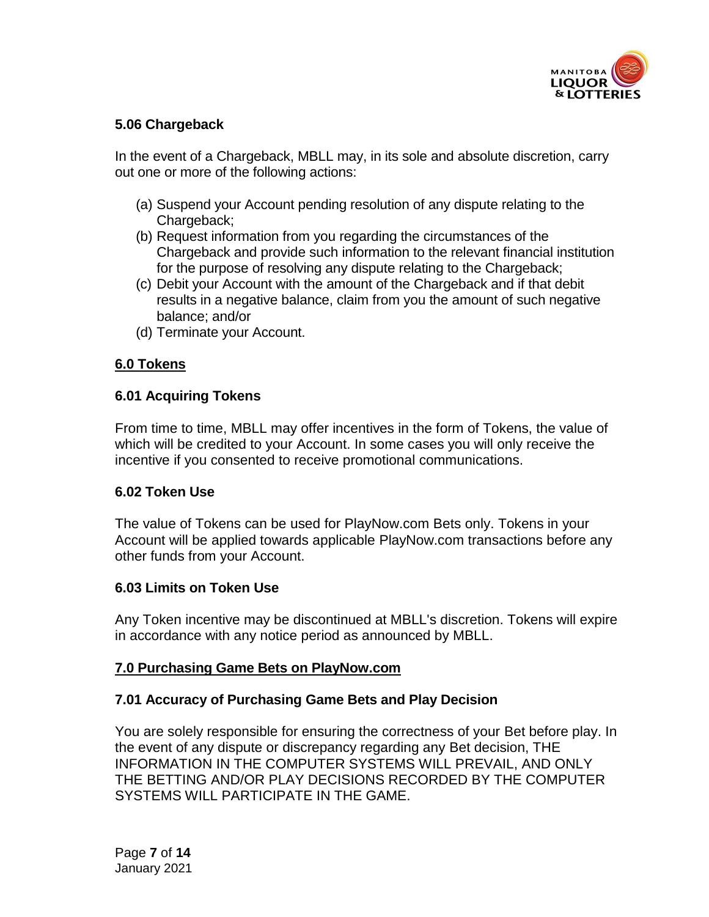### 5.06 Chargeback

In the event of a Chargeback, MBLL may, in its sole and absolute discretion, carry out one or more of the following actions:

(a) Suspend your Account pending resolution of any dispute relating to the Chargeback;
(b) Request information from you regarding the circumstances of the Chargeback and provide such information to the relevant financial institution for the purpose of resolving any dispute relating to the Chargeback;
(c) Debit your Account with the amount of the Chargeback and if that debit results in a negative balance, claim from you the amount of such negative balance; and/or
(d) Terminate your Account.

## 6.0 Tokens

### 6.01 Acquiring Tokens

From time to time, MBLL may offer incentives in the form of Tokens, the value of which will be credited to your Account. In some cases you will only receive the incentive if you consented to receive promotional communications.

### 6.02 Token Use

The value of Tokens can be used for PlayNow.com Bets only. Tokens in your Account will be applied towards applicable PlayNow.com transactions before any other funds from your Account.

### 6.03 Limits on Token Use

Any Token incentive may be discontinued at MBLL's discretion. Tokens will expire in accordance with any notice period as announced by MBLL.

## 7.0 Purchasing Game Bets on PlayNow.com

### 7.01 Accuracy of Purchasing Game Bets and Play Decision

You are solely responsible for ensuring the correctness of your Bet before play. In the event of any dispute or discrepancy regarding any Bet decision, THE INFORMATION IN THE COMPUTER SYSTEMS WILL PREVAIL, AND ONLY THE BETTING AND/OR PLAY DECISIONS RECORDED BY THE COMPUTER SYSTEMS WILL PARTICIPATE IN THE GAME.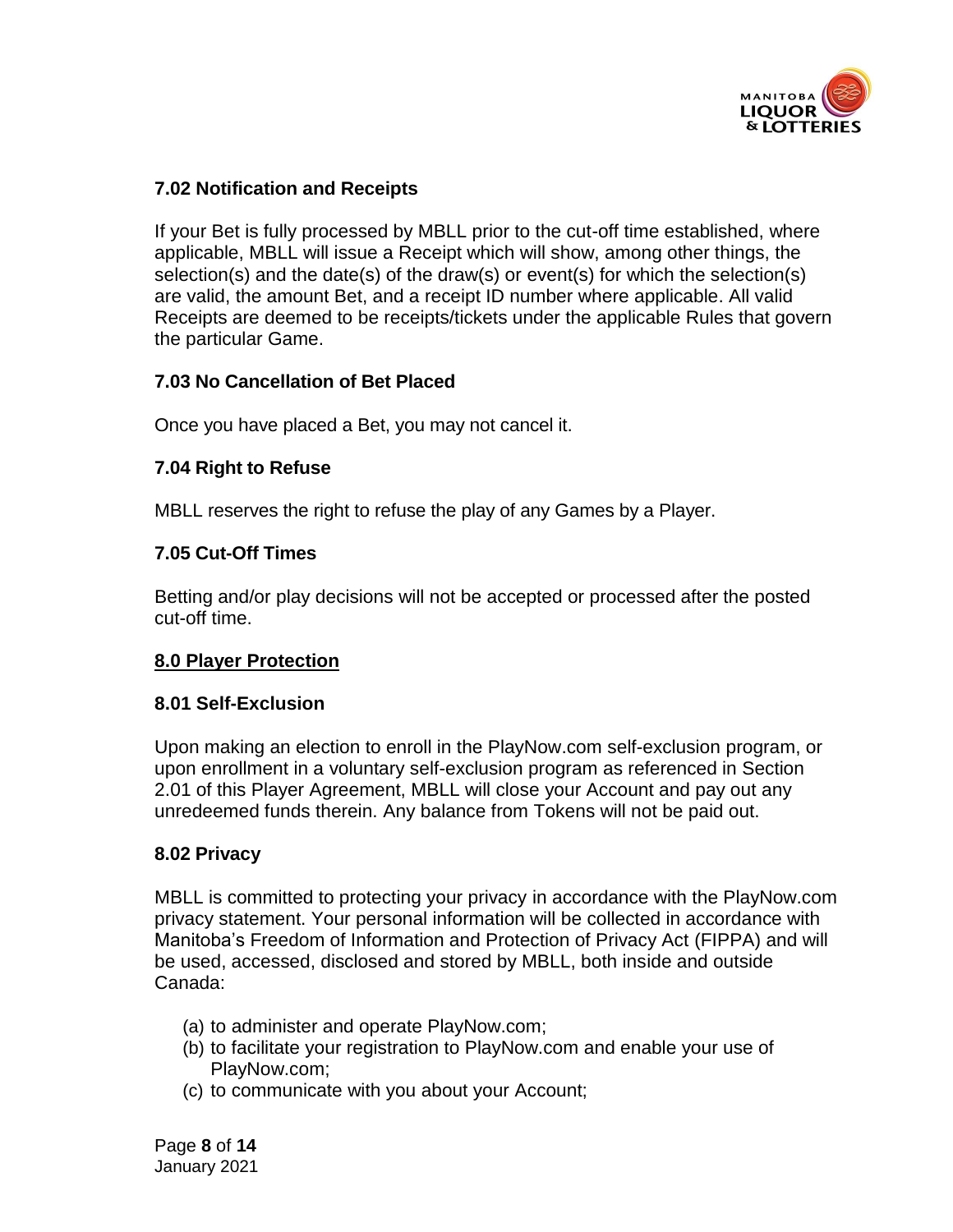### 7.02 Notification and Receipts

If your Bet is fully processed by MBLL prior to the cut-off time established, where applicable, MBLL will issue a Receipt which will show, among other things, the selection(s) and the date(s) of the draw(s) or event(s) for which the selection(s) are valid, the amount Bet, and a receipt ID number where applicable. All valid Receipts are deemed to be receipts/tickets under the applicable Rules that govern the particular Game.

### 7.03 No Cancellation of Bet Placed

Once you have placed a Bet, you may not cancel it.

### 7.04 Right to Refuse

MBLL reserves the right to refuse the play of any Games by a Player.

### 7.05 Cut-Off Times

Betting and/or play decisions will not be accepted or processed after the posted cut-off time.

## 8.0 Player Protection

### 8.01 Self-Exclusion

Upon making an election to enroll in the PlayNow.com self-exclusion program, or upon enrollment in a voluntary self-exclusion program as referenced in Section 2.01 of this Player Agreement, MBLL will close your Account and pay out any unredeemed funds therein. Any balance from Tokens will not be paid out.

### 8.02 Privacy

MBLL is committed to protecting your privacy in accordance with the PlayNow.com privacy statement. Your personal information will be collected in accordance with Manitoba's Freedom of Information and Protection of Privacy Act (FIPPA) and will be used, accessed, disclosed and stored by MBLL, both inside and outside Canada:

(a) to administer and operate PlayNow.com;
(b) to facilitate your registration to PlayNow.com and enable your use of PlayNow.com;
(c) to communicate with you about your Account;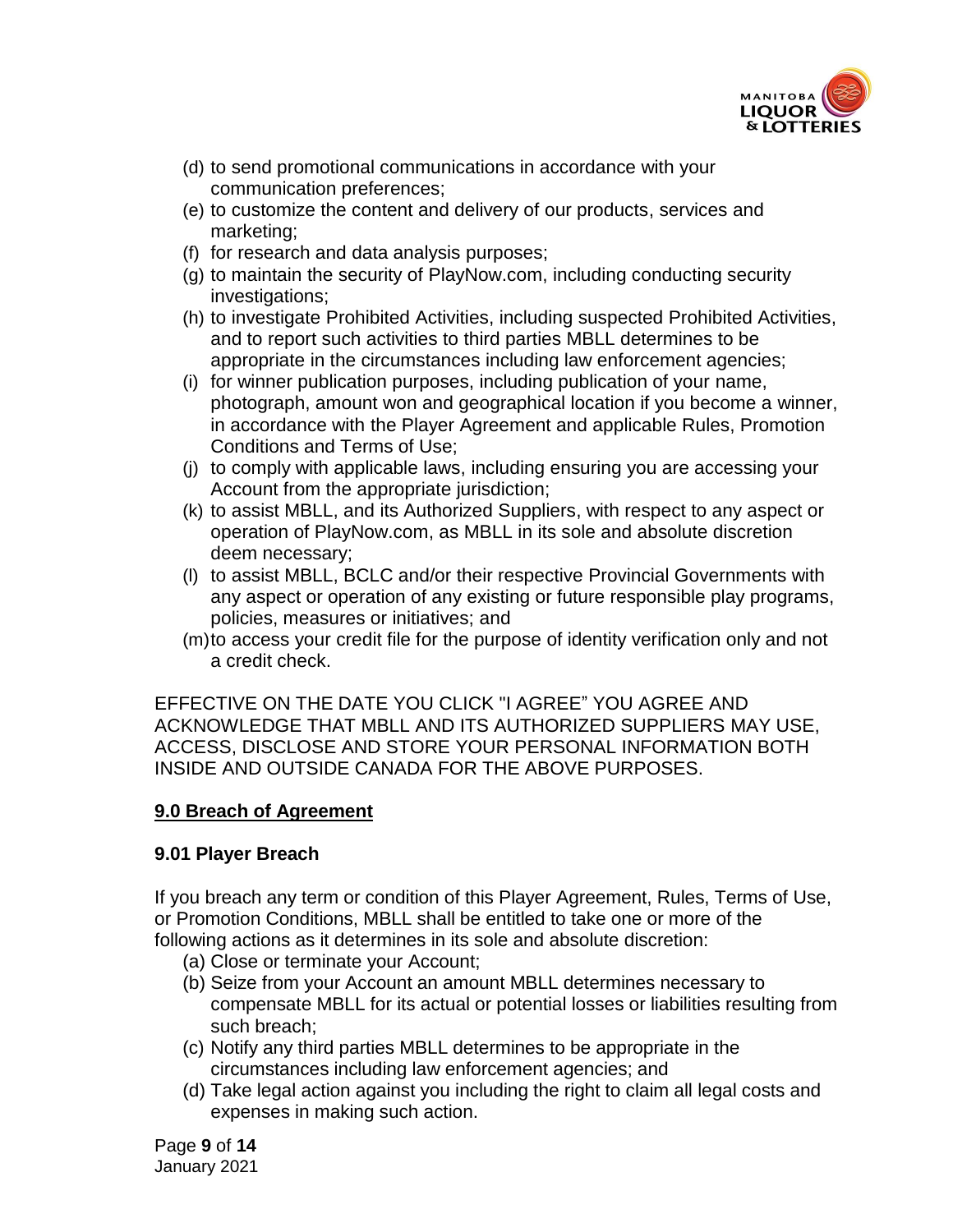(d) to send promotional communications in accordance with your communication preferences;
(e) to customize the content and delivery of our products, services and marketing;
(f) for research and data analysis purposes;
(g) to maintain the security of PlayNow.com, including conducting security investigations;
(h) to investigate Prohibited Activities, including suspected Prohibited Activities, and to report such activities to third parties MBLL determines to be appropriate in the circumstances including law enforcement agencies;
(i) for winner publication purposes, including publication of your name, photograph, amount won and geographical location if you become a winner, in accordance with the Player Agreement and applicable Rules, Promotion Conditions and Terms of Use;
(j) to comply with applicable laws, including ensuring you are accessing your Account from the appropriate jurisdiction;
(k) to assist MBLL, and its Authorized Suppliers, with respect to any aspect or operation of PlayNow.com, as MBLL in its sole and absolute discretion deem necessary;
(l) to assist MBLL, BCLC and/or their respective Provincial Governments with any aspect or operation of any existing or future responsible play programs, policies, measures or initiatives; and
(m) to access your credit file for the purpose of identity verification only and not a credit check.

EFFECTIVE ON THE DATE YOU CLICK "I AGREE" YOU AGREE AND ACKNOWLEDGE THAT MBLL AND ITS AUTHORIZED SUPPLIERS MAY USE, ACCESS, DISCLOSE AND STORE YOUR PERSONAL INFORMATION BOTH INSIDE AND OUTSIDE CANADA FOR THE ABOVE PURPOSES.

## 9.0 Breach of Agreement

### 9.01 Player Breach

If you breach any term or condition of this Player Agreement, Rules, Terms of Use, or Promotion Conditions, MBLL shall be entitled to take one or more of the following actions as it determines in its sole and absolute discretion:

(a) Close or terminate your Account;
(b) Seize from your Account an amount MBLL determines necessary to compensate MBLL for its actual or potential losses or liabilities resulting from such breach;
(c) Notify any third parties MBLL determines to be appropriate in the circumstances including law enforcement agencies; and
(d) Take legal action against you including the right to claim all legal costs and expenses in making such action.

January 2021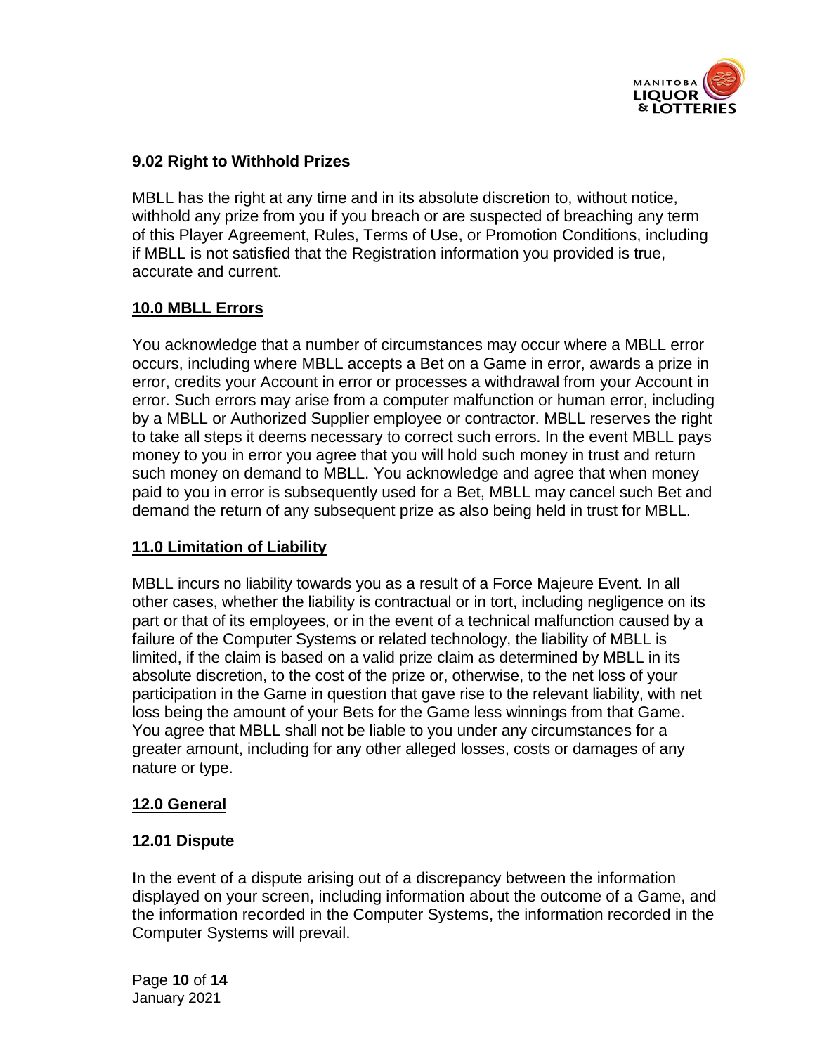### 9.02 Right to Withhold Prizes

MBLL has the right at any time and in its absolute discretion to, without notice, withhold any prize from you if you breach or are suspected of breaching any term of this Player Agreement, Rules, Terms of Use, or Promotion Conditions, including if MBLL is not satisfied that the Registration information you provided is true, accurate and current.

## 10.0 MBLL Errors

You acknowledge that a number of circumstances may occur where a MBLL error occurs, including where MBLL accepts a Bet on a Game in error, awards a prize in error, credits your Account in error or processes a withdrawal from your Account in error. Such errors may arise from a computer malfunction or human error, including by a MBLL or Authorized Supplier employee or contractor. MBLL reserves the right to take all steps it deems necessary to correct such errors. In the event MBLL pays money to you in error you agree that you will hold such money in trust and return such money on demand to MBLL. You acknowledge and agree that when money paid to you in error is subsequently used for a Bet, MBLL may cancel such Bet and demand the return of any subsequent prize as also being held in trust for MBLL.

## 11.0 Limitation of Liability

MBLL incurs no liability towards you as a result of a Force Majeure Event. In all other cases, whether the liability is contractual or in tort, including negligence on its part or that of its employees, or in the event of a technical malfunction caused by a failure of the Computer Systems or related technology, the liability of MBLL is limited, if the claim is based on a valid prize claim as determined by MBLL in its absolute discretion, to the cost of the prize or, otherwise, to the net loss of your participation in the Game in question that gave rise to the relevant liability, with net loss being the amount of your Bets for the Game less winnings from that Game. You agree that MBLL shall not be liable to you under any circumstances for a greater amount, including for any other alleged losses, costs or damages of any nature or type.

## 12.0 General

### 12.01 Dispute

In the event of a dispute arising out of a discrepancy between the information displayed on your screen, including information about the outcome of a Game, and the information recorded in the Computer Systems, the information recorded in the Computer Systems will prevail.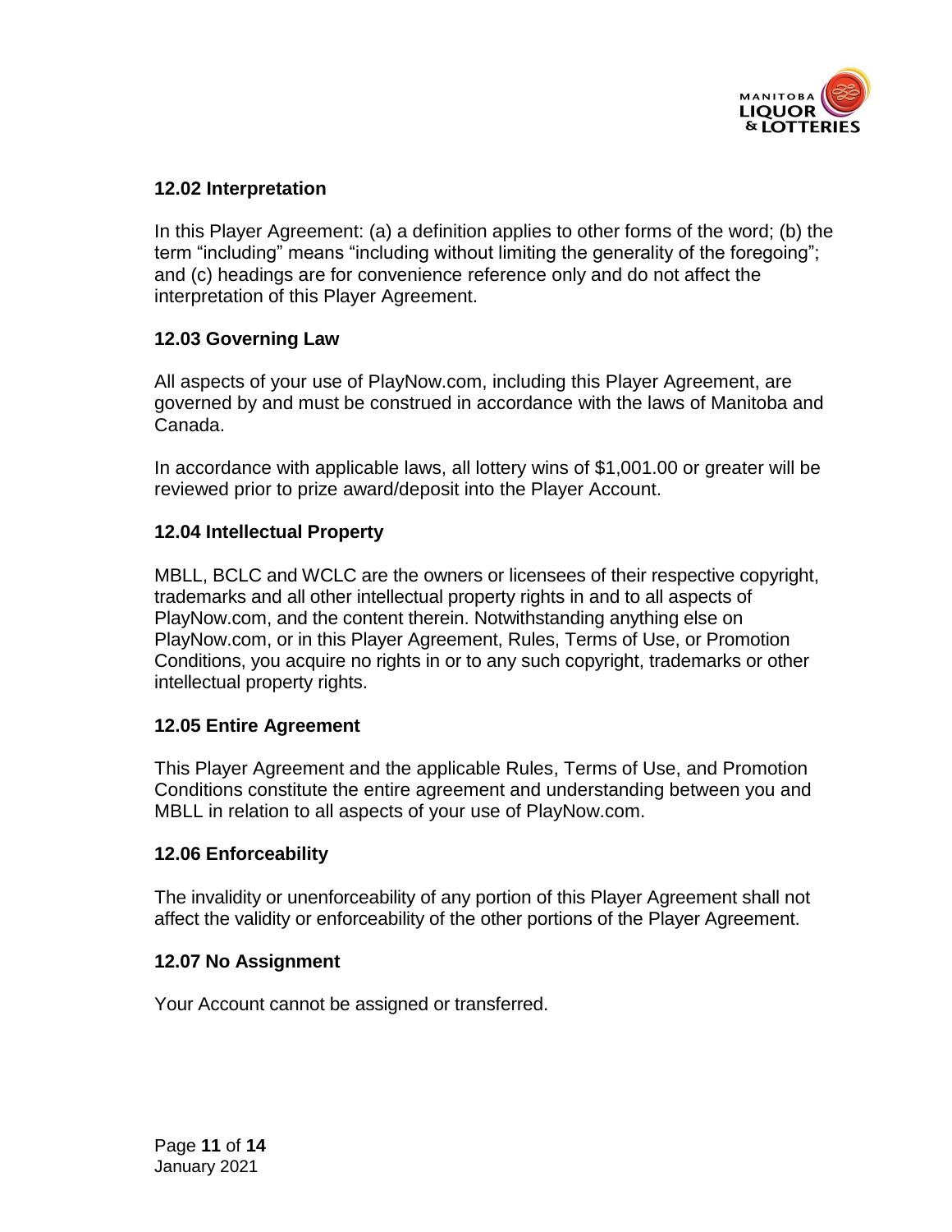### 12.02 Interpretation

In this Player Agreement: (a) a definition applies to other forms of the word; (b) the term "including" means "including without limiting the generality of the foregoing"; and (c) headings are for convenience reference only and do not affect the interpretation of this Player Agreement.

### 12.03 Governing Law

All aspects of your use of PlayNow.com, including this Player Agreement, are governed by and must be construed in accordance with the laws of Manitoba and Canada.

In accordance with applicable laws, all lottery wins of $1,001.00 or greater will be reviewed prior to prize award/deposit into the Player Account.

### 12.04 Intellectual Property

MBLL, BCLC and WCLC are the owners or licensees of their respective copyright, trademarks and all other intellectual property rights in and to all aspects of PlayNow.com, and the content therein. Notwithstanding anything else on PlayNow.com, or in this Player Agreement, Rules, Terms of Use, or Promotion Conditions, you acquire no rights in or to any such copyright, trademarks or other intellectual property rights.

### 12.05 Entire Agreement

This Player Agreement and the applicable Rules, Terms of Use, and Promotion Conditions constitute the entire agreement and understanding between you and MBLL in relation to all aspects of your use of PlayNow.com.

### 12.06 Enforceability

The invalidity or unenforceability of any portion of this Player Agreement shall not affect the validity or enforceability of the other portions of the Player Agreement.

### 12.07 No Assignment

Your Account cannot be assigned or transferred.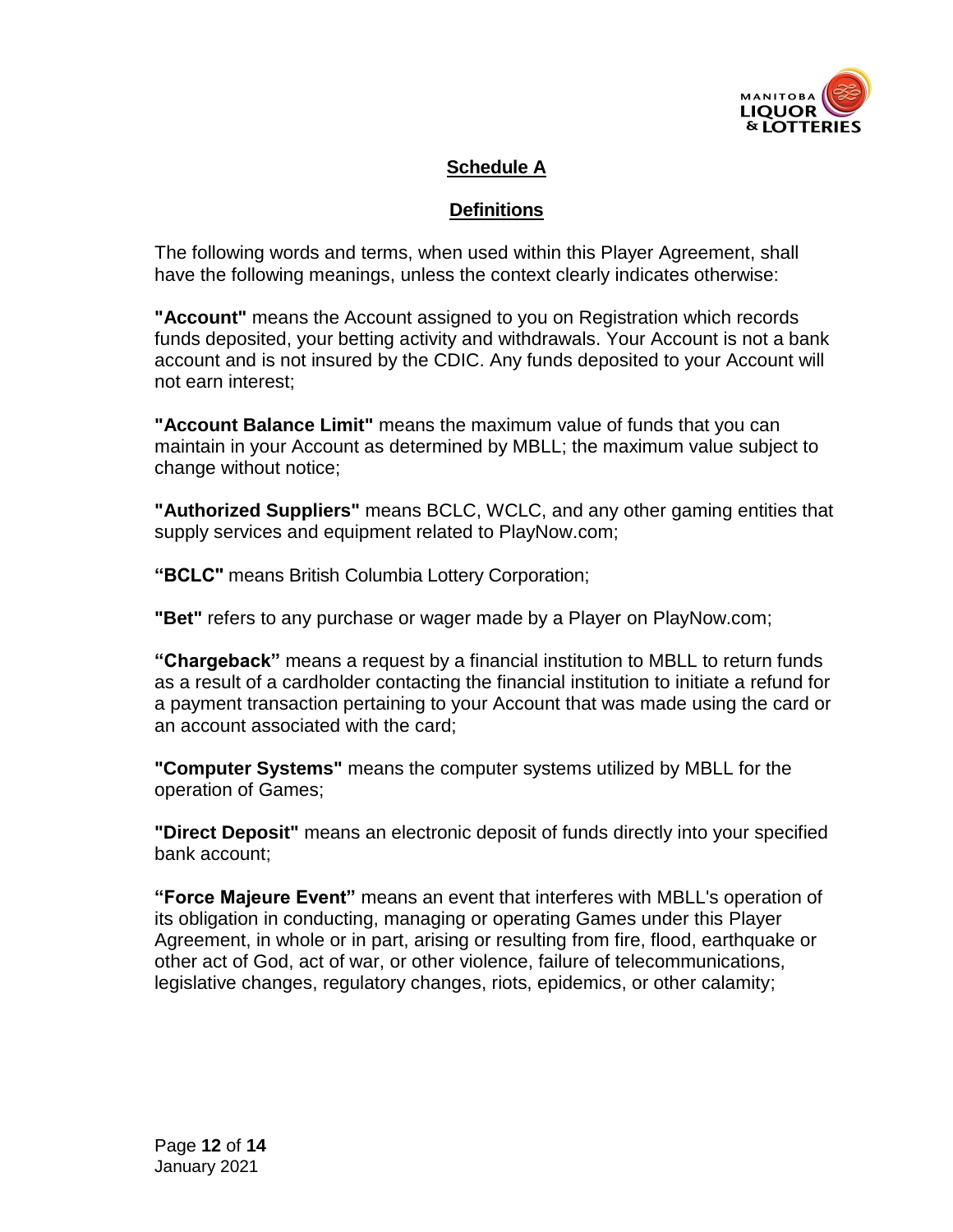## Schedule A

## Definitions

The following words and terms, when used within this Player Agreement, shall have the following meanings, unless the context clearly indicates otherwise:

**"Account"** means the Account assigned to you on Registration which records funds deposited, your betting activity and withdrawals. Your Account is not a bank account and is not insured by the CDIC. Any funds deposited to your Account will not earn interest;

**"Account Balance Limit"** means the maximum value of funds that you can maintain in your Account as determined by MBLL; the maximum value subject to change without notice;

**"Authorized Suppliers"** means BCLC, WCLC, and any other gaming entities that supply services and equipment related to PlayNow.com;

**"BCLC"** means British Columbia Lottery Corporation;

**"Bet"** refers to any purchase or wager made by a Player on PlayNow.com;

**"Chargeback"** means a request by a financial institution to MBLL to return funds as a result of a cardholder contacting the financial institution to initiate a refund for a payment transaction pertaining to your Account that was made using the card or an account associated with the card;

**"Computer Systems"** means the computer systems utilized by MBLL for the operation of Games;

**"Direct Deposit"** means an electronic deposit of funds directly into your specified bank account;

**"Force Majeure Event"** means an event that interferes with MBLL's operation of its obligation in conducting, managing or operating Games under this Player Agreement, in whole or in part, arising or resulting from fire, flood, earthquake or other act of God, act of war, or other violence, failure of telecommunications, legislative changes, regulatory changes, riots, epidemics, or other calamity;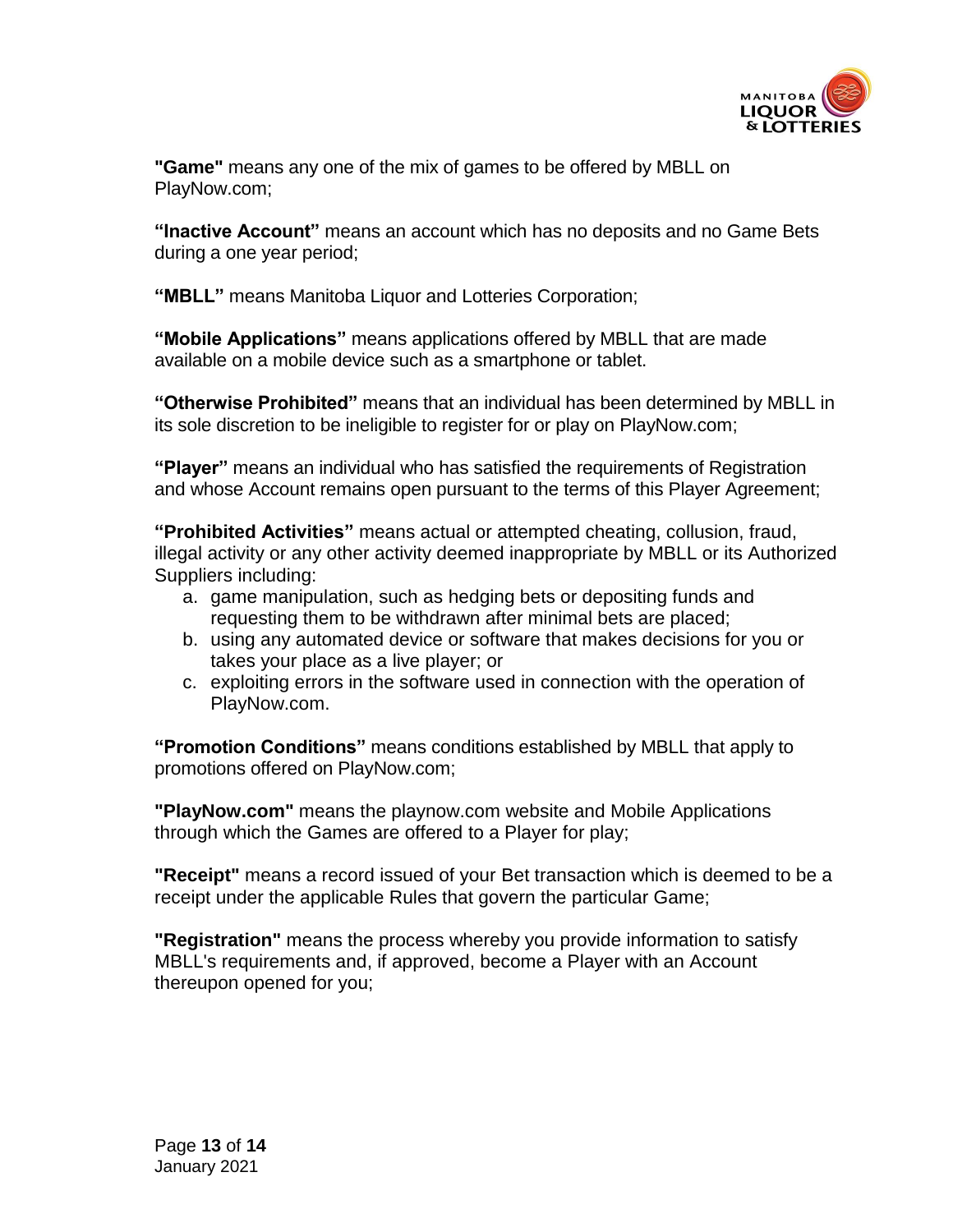**"Game"** means any one of the mix of games to be offered by MBLL on PlayNow.com;

**"Inactive Account"** means an account which has no deposits and no Game Bets during a one year period;

**"MBLL"** means Manitoba Liquor and Lotteries Corporation;

**"Mobile Applications"** means applications offered by MBLL that are made available on a mobile device such as a smartphone or tablet.

**"Otherwise Prohibited"** means that an individual has been determined by MBLL in its sole discretion to be ineligible to register for or play on PlayNow.com;

**"Player"** means an individual who has satisfied the requirements of Registration and whose Account remains open pursuant to the terms of this Player Agreement;

**"Prohibited Activities"** means actual or attempted cheating, collusion, fraud, illegal activity or any other activity deemed inappropriate by MBLL or its Authorized Suppliers including:

a. game manipulation, such as hedging bets or depositing funds and requesting them to be withdrawn after minimal bets are placed;
b. using any automated device or software that makes decisions for you or takes your place as a live player; or
c. exploiting errors in the software used in connection with the operation of PlayNow.com.

**"Promotion Conditions"** means conditions established by MBLL that apply to promotions offered on PlayNow.com;

**"PlayNow.com"** means the playnow.com website and Mobile Applications through which the Games are offered to a Player for play;

**"Receipt"** means a record issued of your Bet transaction which is deemed to be a receipt under the applicable Rules that govern the particular Game;

**"Registration"** means the process whereby you provide information to satisfy MBLL's requirements and, if approved, become a Player with an Account thereupon opened for you;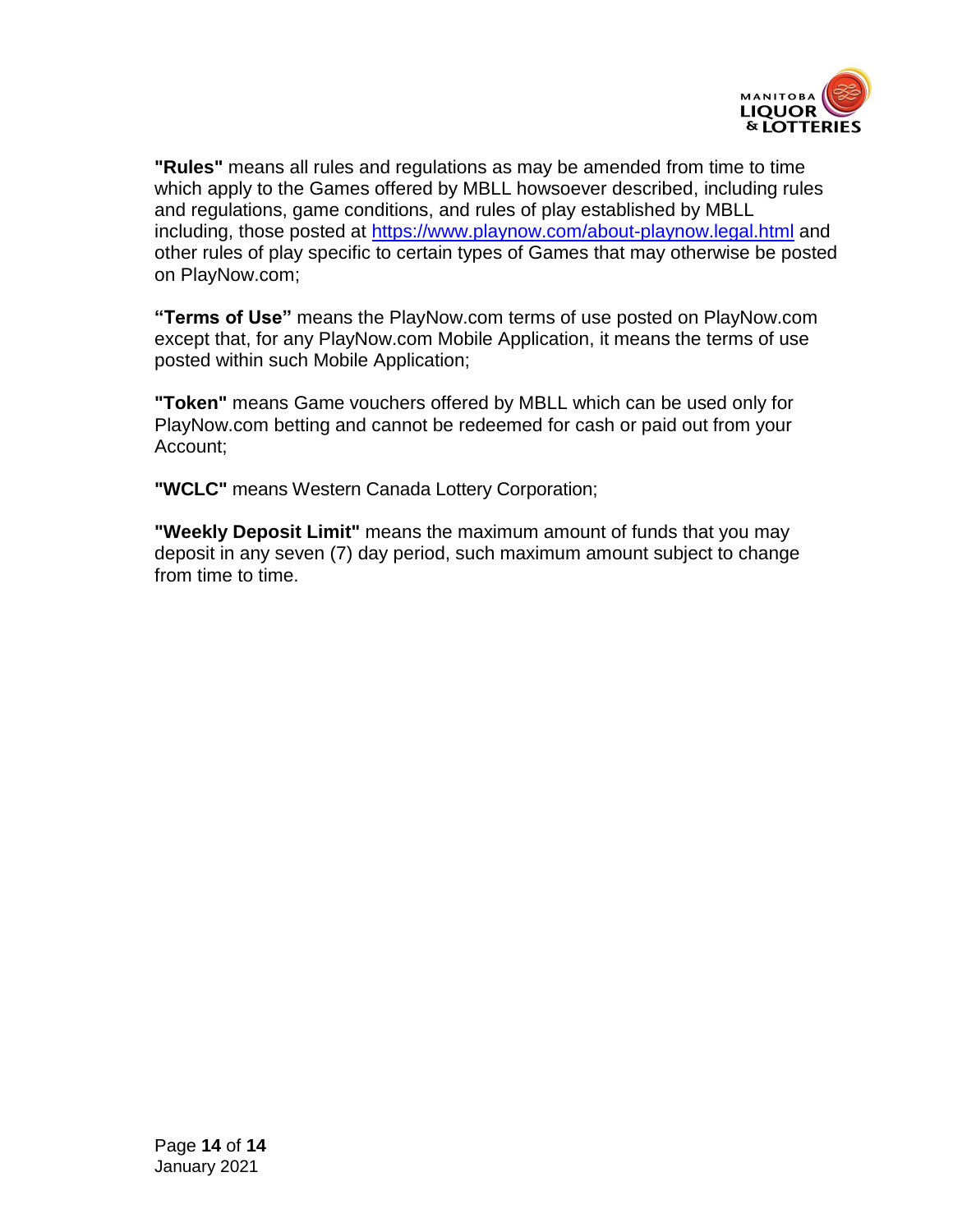**"Rules"** means all rules and regulations as may be amended from time to time which apply to the Games offered by MBLL howsoever described, including rules and regulations, game conditions, and rules of play established by MBLL including, those posted at https://www.playnow.com/about-playnow.legal.html and other rules of play specific to certain types of Games that may otherwise be posted on PlayNow.com;

**"Terms of Use"** means the PlayNow.com terms of use posted on PlayNow.com except that, for any PlayNow.com Mobile Application, it means the terms of use posted within such Mobile Application;

**"Token"** means Game vouchers offered by MBLL which can be used only for PlayNow.com betting and cannot be redeemed for cash or paid out from your Account;

**"WCLC"** means Western Canada Lottery Corporation;

**"Weekly Deposit Limit"** means the maximum amount of funds that you may deposit in any seven (7) day period, such maximum amount subject to change from time to time.